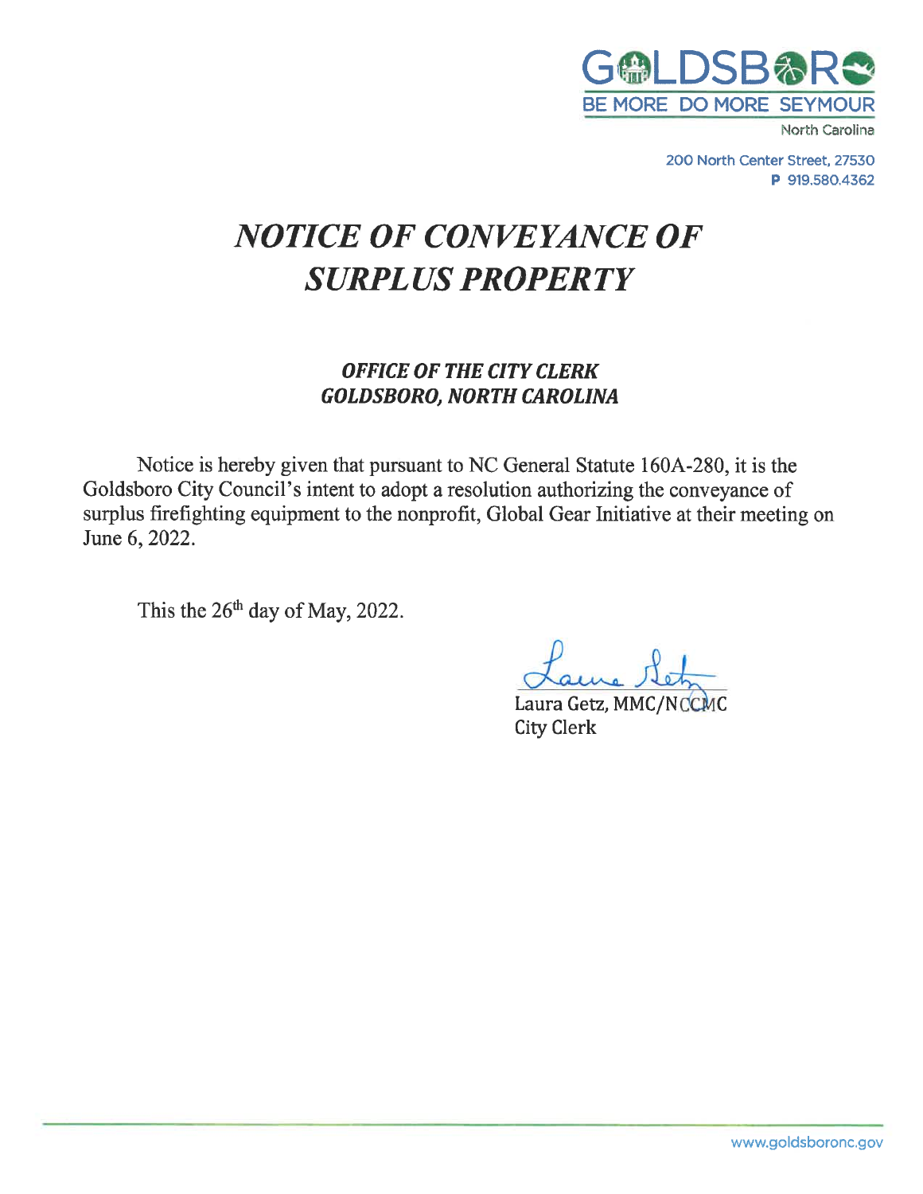GOLDSBORO
BE MORE DO MORE SEYMOUR
North Carolina

200 North Center Street, 27530
P 919.580.4362

# *NOTICE OF CONVEYANCE OF SURPLUS PROPERTY*

## *OFFICE OF THE CITY CLERK GOLDSBORO, NORTH CAROLINA*

Notice is hereby given that pursuant to NC General Statute 160A-280, it is the Goldsboro City Council's intent to adopt a resolution authorizing the conveyance of surplus firefighting equipment to the nonprofit, Global Gear Initiative at their meeting on June 6, 2022.

This the 26th day of May, 2022.

Laura Getz, MMC/NCCMC
City Clerk

www.goldsboronc.gov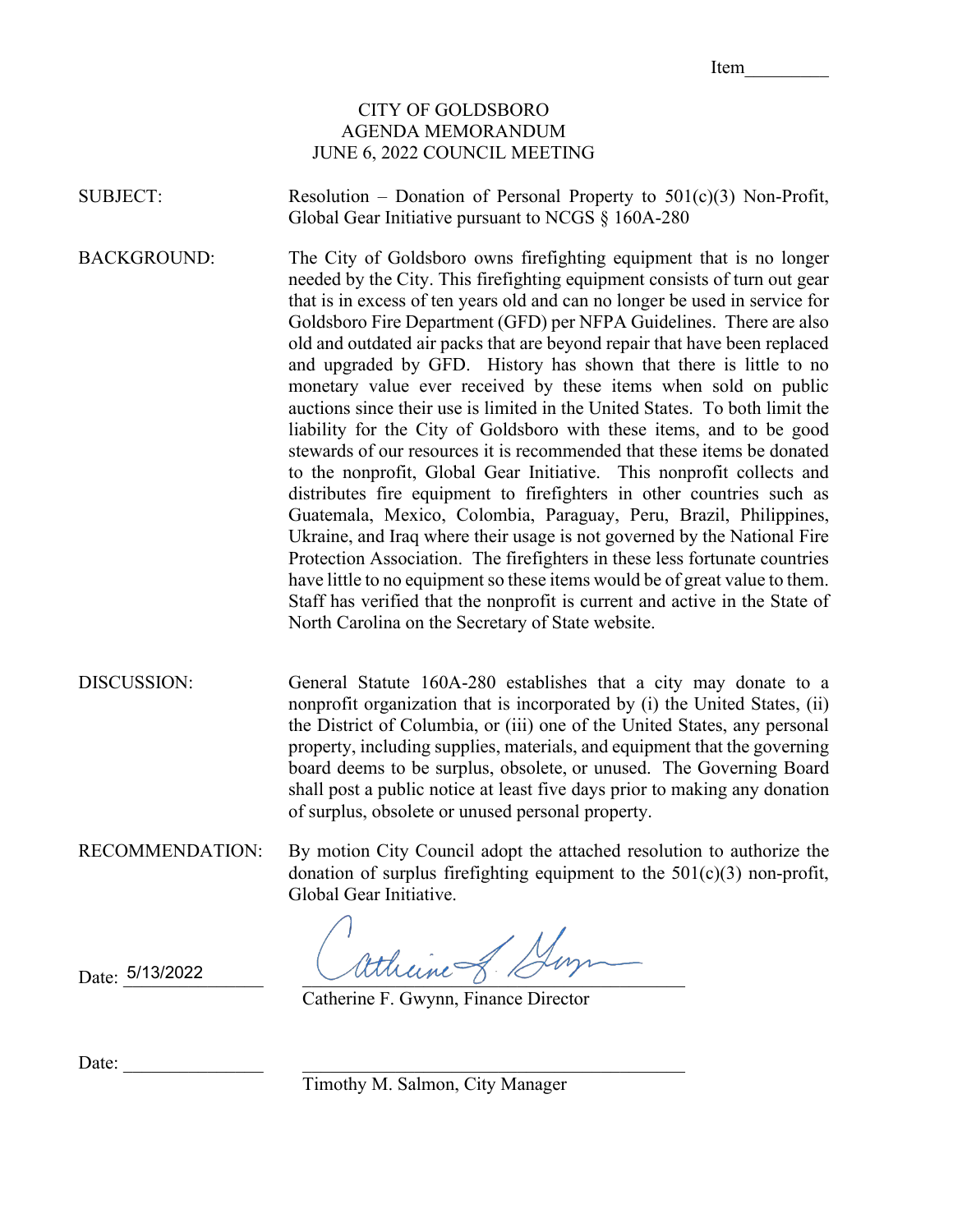Item_________

CITY OF GOLDSBORO
AGENDA MEMORANDUM
JUNE 6, 2022 COUNCIL MEETING

**SUBJECT:** Resolution – Donation of Personal Property to 501(c)(3) Non-Profit, Global Gear Initiative pursuant to NCGS § 160A-280

**BACKGROUND:** The City of Goldsboro owns firefighting equipment that is no longer needed by the City. This firefighting equipment consists of turn out gear that is in excess of ten years old and can no longer be used in service for Goldsboro Fire Department (GFD) per NFPA Guidelines. There are also old and outdated air packs that are beyond repair that have been replaced and upgraded by GFD. History has shown that there is little to no monetary value ever received by these items when sold on public auctions since their use is limited in the United States. To both limit the liability for the City of Goldsboro with these items, and to be good stewards of our resources it is recommended that these items be donated to the nonprofit, Global Gear Initiative. This nonprofit collects and distributes fire equipment to firefighters in other countries such as Guatemala, Mexico, Colombia, Paraguay, Peru, Brazil, Philippines, Ukraine, and Iraq where their usage is not governed by the National Fire Protection Association. The firefighters in these less fortunate countries have little to no equipment so these items would be of great value to them. Staff has verified that the nonprofit is current and active in the State of North Carolina on the Secretary of State website.

**DISCUSSION:** General Statute 160A-280 establishes that a city may donate to a nonprofit organization that is incorporated by (i) the United States, (ii) the District of Columbia, or (iii) one of the United States, any personal property, including supplies, materials, and equipment that the governing board deems to be surplus, obsolete, or unused. The Governing Board shall post a public notice at least five days prior to making any donation of surplus, obsolete or unused personal property.

**RECOMMENDATION:** By motion City Council adopt the attached resolution to authorize the donation of surplus firefighting equipment to the 501(c)(3) non-profit, Global Gear Initiative.

Date: 5/13/2022 _______________________________
Catherine F. Gwynn, Finance Director

Date: ______________ _______________________________
Timothy M. Salmon, City Manager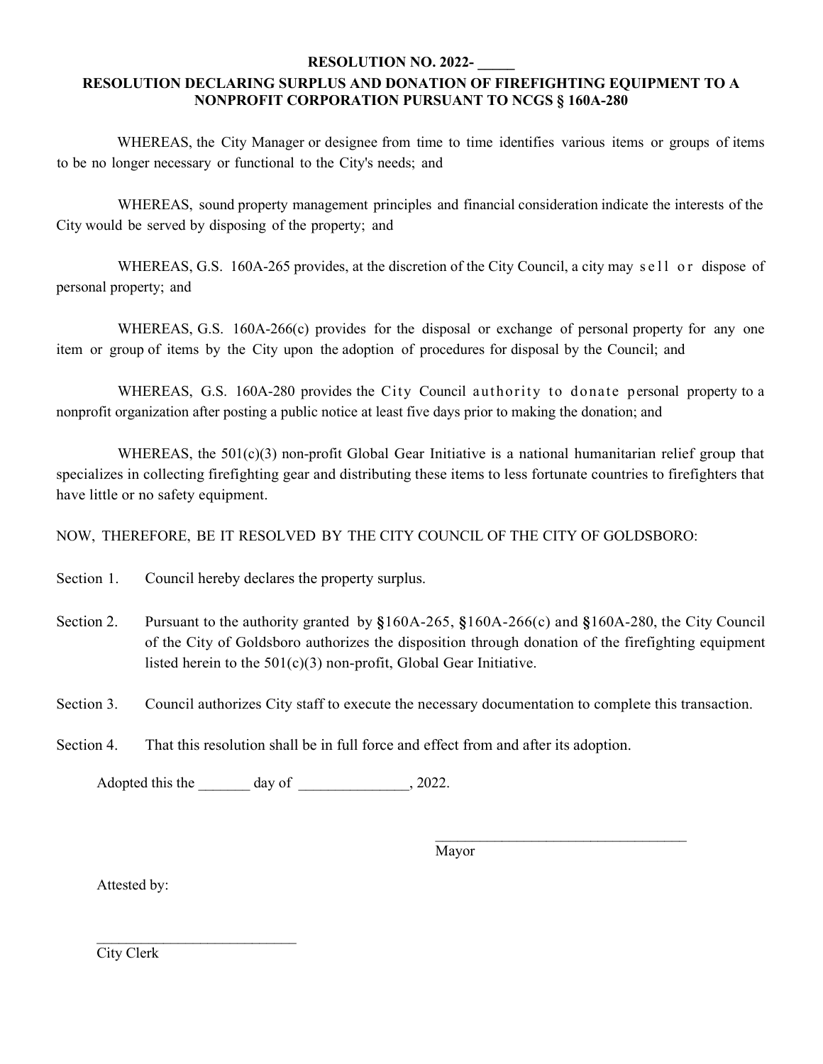**RESOLUTION NO. 2022- _____**

**RESOLUTION DECLARING SURPLUS AND DONATION OF FIREFIGHTING EQUIPMENT TO A NONPROFIT CORPORATION PURSUANT TO NCGS § 160A-280**

WHEREAS, the City Manager or designee from time to time identifies various items or groups of items to be no longer necessary or functional to the City's needs; and

WHEREAS, sound property management principles and financial consideration indicate the interests of the City would be served by disposing of the property; and

WHEREAS, G.S. 160A-265 provides, at the discretion of the City Council, a city may sell or dispose of personal property; and

WHEREAS, G.S. 160A-266(c) provides for the disposal or exchange of personal property for any one item or group of items by the City upon the adoption of procedures for disposal by the Council; and

WHEREAS, G.S. 160A-280 provides the City Council authority to donate personal property to a nonprofit organization after posting a public notice at least five days prior to making the donation; and

WHEREAS, the 501(c)(3) non-profit Global Gear Initiative is a national humanitarian relief group that specializes in collecting firefighting gear and distributing these items to less fortunate countries to firefighters that have little or no safety equipment.

NOW, THEREFORE, BE IT RESOLVED BY THE CITY COUNCIL OF THE CITY OF GOLDSBORO:

Section 1. Council hereby declares the property surplus.

Section 2. Pursuant to the authority granted by §160A-265, §160A-266(c) and §160A-280, the City Council of the City of Goldsboro authorizes the disposition through donation of the firefighting equipment listed herein to the 501(c)(3) non-profit, Global Gear Initiative.

Section 3. Council authorizes City staff to execute the necessary documentation to complete this transaction.

Section 4. That this resolution shall be in full force and effect from and after its adoption.

Adopted this the _______ day of _______________, 2022.

___________________________________
Mayor

Attested by:

___________________________
City Clerk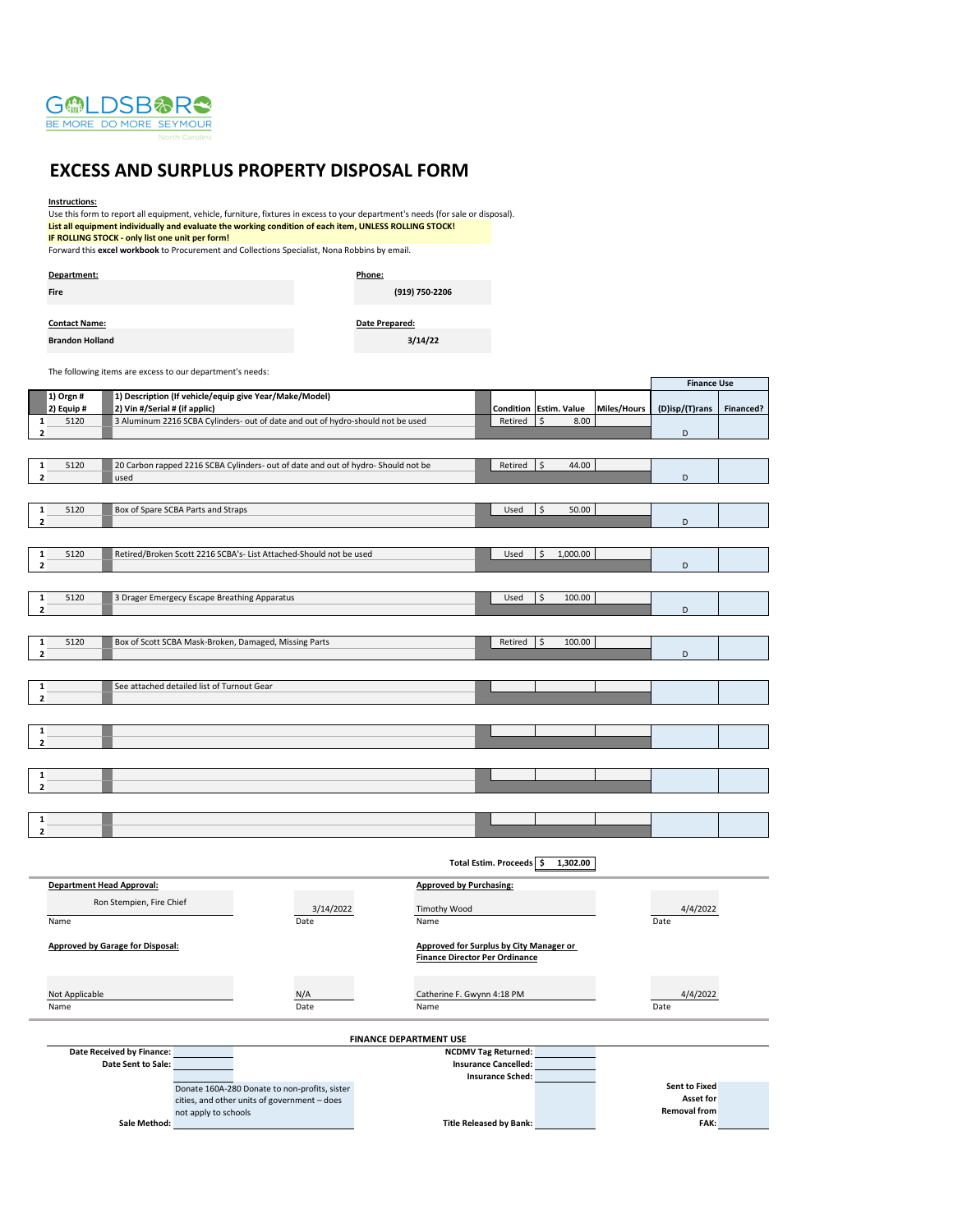GOLDSBORO
BE MORE DO MORE SEYMOUR
North Carolina

# EXCESS AND SURPLUS PROPERTY DISPOSAL FORM

**Instructions:**

Use this form to report all equipment, vehicle, furniture, fixtures in excess to your department's needs (for sale or disposal).

**List all equipment individually and evaluate the working condition of each item, UNLESS ROLLING STOCK!**

**IF ROLLING STOCK - only list one unit per form!**

Forward this **excel workbook** to Procurement and Collections Specialist, Nona Robbins by email.

**Department:** Fire

**Phone:** (919) 750-2206

**Contact Name:** Brandon Holland

**Date Prepared:** 3/14/22

The following items are excess to our department's needs:

| | 1) Orgn # / 2) Equip # | 1) Description (If vehicle/equip give Year/Make/Model) / 2) Vin #/Serial # (if applic) | Condition | Estim. Value | Miles/Hours | (D)isp/(T)rans (Finance Use) | Financed? (Finance Use) |
|---|---|---|---|---|---|---|---|
| 1 | 5120 | 3 Aluminum 2216 SCBA Cylinders- out of date and out of hydro-should not be used | Retired | $ 8.00 | | | |
| 2 | | | | | | D | |
| 1 | 5120 | 20 Carbon rapped 2216 SCBA Cylinders- out of date and out of hydro- Should not be | Retired | $ 44.00 | | | |
| 2 | | used | | | | D | |
| 1 | 5120 | Box of Spare SCBA Parts and Straps | Used | $ 50.00 | | | |
| 2 | | | | | | D | |
| 1 | 5120 | Retired/Broken Scott 2216 SCBA's- List Attached-Should not be used | Used | $ 1,000.00 | | | |
| 2 | | | | | | D | |
| 1 | 5120 | 3 Drager Emergecy Escape Breathing Apparatus | Used | $ 100.00 | | | |
| 2 | | | | | | D | |
| 1 | 5120 | Box of Scott SCBA Mask-Broken, Damaged, Missing Parts | Retired | $ 100.00 | | | |
| 2 | | | | | | D | |
| 1 | | See attached detailed list of Turnout Gear | | | | | |
| 2 | | | | | | | |
| 1 | | | | | | | |
| 2 | | | | | | | |
| 1 | | | | | | | |
| 2 | | | | | | | |
| 1 | | | | | | | |
| 2 | | | | | | | |

**Total Estim. Proceeds** $ 1,302.00

**Department Head Approval:**
Ron Stempien, Fire Chief — Date: 3/14/2022

**Approved by Purchasing:**
Timothy Wood — Date: 4/4/2022

**Approved by Garage for Disposal:**
Not Applicable — Date: N/A

**Approved for Surplus by City Manager or Finance Director Per Ordinance**
Catherine F. Gwynn 4:18 PM — Date: 4/4/2022

**FINANCE DEPARTMENT USE**

Date Received by Finance:

Date Sent to Sale:

Sale Method: Donate 160A-280 Donate to non-profits, sister cities, and other units of government – does not apply to schools

NCDMV Tag Returned:

Insurance Cancelled:

Insurance Sched:

Title Released by Bank:

Sent to Fixed Asset for Removal from FAK: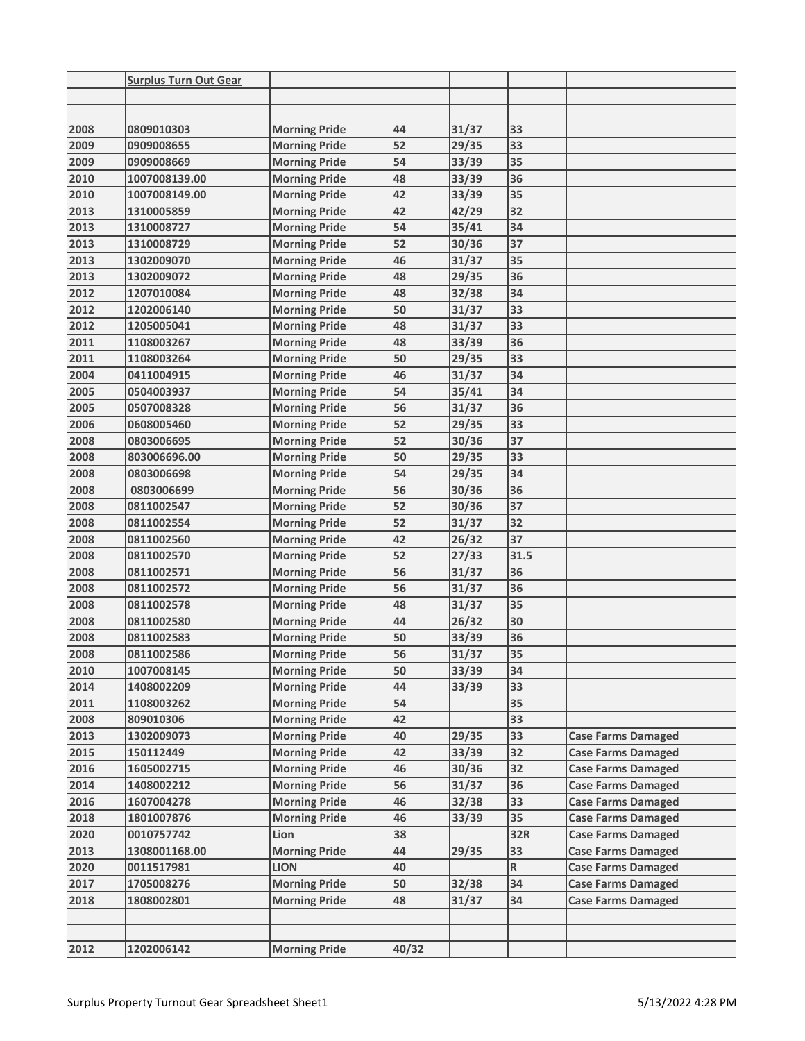| | Surplus Turn Out Gear | | | | | |
|---|---|---|---|---|---|---|
| | | | | | | |
| | | | | | | |
| 2008 | 0809010303 | Morning Pride | 44 | 31/37 | 33 | |
| 2009 | 0909008655 | Morning Pride | 52 | 29/35 | 33 | |
| 2009 | 0909008669 | Morning Pride | 54 | 33/39 | 35 | |
| 2010 | 1007008139.00 | Morning Pride | 48 | 33/39 | 36 | |
| 2010 | 1007008149.00 | Morning Pride | 42 | 33/39 | 35 | |
| 2013 | 1310005859 | Morning Pride | 42 | 42/29 | 32 | |
| 2013 | 1310008727 | Morning Pride | 54 | 35/41 | 34 | |
| 2013 | 1310008729 | Morning Pride | 52 | 30/36 | 37 | |
| 2013 | 1302009070 | Morning Pride | 46 | 31/37 | 35 | |
| 2013 | 1302009072 | Morning Pride | 48 | 29/35 | 36 | |
| 2012 | 1207010084 | Morning Pride | 48 | 32/38 | 34 | |
| 2012 | 1202006140 | Morning Pride | 50 | 31/37 | 33 | |
| 2012 | 1205005041 | Morning Pride | 48 | 31/37 | 33 | |
| 2011 | 1108003267 | Morning Pride | 48 | 33/39 | 36 | |
| 2011 | 1108003264 | Morning Pride | 50 | 29/35 | 33 | |
| 2004 | 0411004915 | Morning Pride | 46 | 31/37 | 34 | |
| 2005 | 0504003937 | Morning Pride | 54 | 35/41 | 34 | |
| 2005 | 0507008328 | Morning Pride | 56 | 31/37 | 36 | |
| 2006 | 0608005460 | Morning Pride | 52 | 29/35 | 33 | |
| 2008 | 0803006695 | Morning Pride | 52 | 30/36 | 37 | |
| 2008 | 803006696.00 | Morning Pride | 50 | 29/35 | 33 | |
| 2008 | 0803006698 | Morning Pride | 54 | 29/35 | 34 | |
| 2008 | 0803006699 | Morning Pride | 56 | 30/36 | 36 | |
| 2008 | 0811002547 | Morning Pride | 52 | 30/36 | 37 | |
| 2008 | 0811002554 | Morning Pride | 52 | 31/37 | 32 | |
| 2008 | 0811002560 | Morning Pride | 42 | 26/32 | 37 | |
| 2008 | 0811002570 | Morning Pride | 52 | 27/33 | 31.5 | |
| 2008 | 0811002571 | Morning Pride | 56 | 31/37 | 36 | |
| 2008 | 0811002572 | Morning Pride | 56 | 31/37 | 36 | |
| 2008 | 0811002578 | Morning Pride | 48 | 31/37 | 35 | |
| 2008 | 0811002580 | Morning Pride | 44 | 26/32 | 30 | |
| 2008 | 0811002583 | Morning Pride | 50 | 33/39 | 36 | |
| 2008 | 0811002586 | Morning Pride | 56 | 31/37 | 35 | |
| 2010 | 1007008145 | Morning Pride | 50 | 33/39 | 34 | |
| 2014 | 1408002209 | Morning Pride | 44 | 33/39 | 33 | |
| 2011 | 1108003262 | Morning Pride | 54 | | 35 | |
| 2008 | 809010306 | Morning Pride | 42 | | 33 | |
| 2013 | 1302009073 | Morning Pride | 40 | 29/35 | 33 | Case Farms Damaged |
| 2015 | 150112449 | Morning Pride | 42 | 33/39 | 32 | Case Farms Damaged |
| 2016 | 1605002715 | Morning Pride | 46 | 30/36 | 32 | Case Farms Damaged |
| 2014 | 1408002212 | Morning Pride | 56 | 31/37 | 36 | Case Farms Damaged |
| 2016 | 1607004278 | Morning Pride | 46 | 32/38 | 33 | Case Farms Damaged |
| 2018 | 1801007876 | Morning Pride | 46 | 33/39 | 35 | Case Farms Damaged |
| 2020 | 0010757742 | Lion | 38 | | 32R | Case Farms Damaged |
| 2013 | 1308001168.00 | Morning Pride | 44 | 29/35 | 33 | Case Farms Damaged |
| 2020 | 0011517981 | LION | 40 | | R | Case Farms Damaged |
| 2017 | 1705008276 | Morning Pride | 50 | 32/38 | 34 | Case Farms Damaged |
| 2018 | 1808002801 | Morning Pride | 48 | 31/37 | 34 | Case Farms Damaged |
| | | | | | | |
| | | | | | | |
| 2012 | 1202006142 | Morning Pride | 40/32 | | | |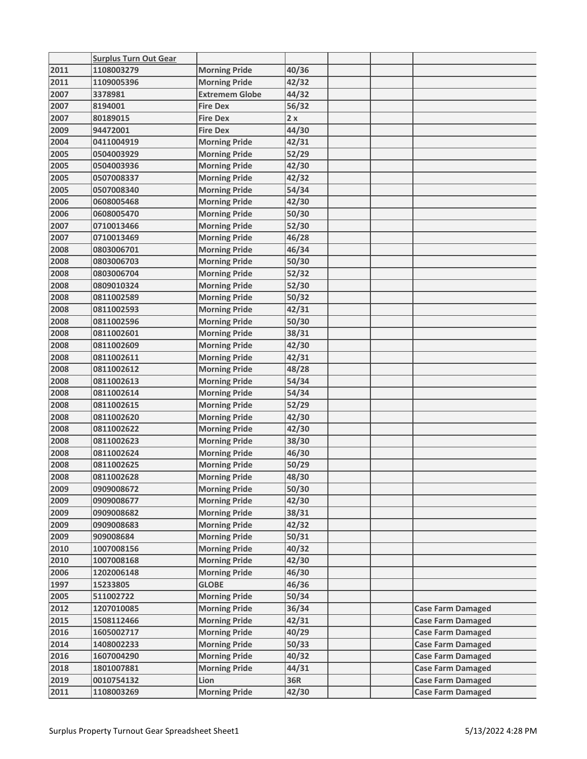| | Surplus Turn Out Gear | | | | | |
|---|---|---|---|---|---|---|
| 2011 | 1108003279 | Morning Pride | 40/36 | | | |
| 2011 | 1109005396 | Morning Pride | 42/32 | | | |
| 2007 | 3378981 | Extremem Globe | 44/32 | | | |
| 2007 | 8194001 | Fire Dex | 56/32 | | | |
| 2007 | 80189015 | Fire Dex | 2 x | | | |
| 2009 | 94472001 | Fire Dex | 44/30 | | | |
| 2004 | 0411004919 | Morning Pride | 42/31 | | | |
| 2005 | 0504003929 | Morning Pride | 52/29 | | | |
| 2005 | 0504003936 | Morning Pride | 42/30 | | | |
| 2005 | 0507008337 | Morning Pride | 42/32 | | | |
| 2005 | 0507008340 | Morning Pride | 54/34 | | | |
| 2006 | 0608005468 | Morning Pride | 42/30 | | | |
| 2006 | 0608005470 | Morning Pride | 50/30 | | | |
| 2007 | 0710013466 | Morning Pride | 52/30 | | | |
| 2007 | 0710013469 | Morning Pride | 46/28 | | | |
| 2008 | 0803006701 | Morning Pride | 46/34 | | | |
| 2008 | 0803006703 | Morning Pride | 50/30 | | | |
| 2008 | 0803006704 | Morning Pride | 52/32 | | | |
| 2008 | 0809010324 | Morning Pride | 52/30 | | | |
| 2008 | 0811002589 | Morning Pride | 50/32 | | | |
| 2008 | 0811002593 | Morning Pride | 42/31 | | | |
| 2008 | 0811002596 | Morning Pride | 50/30 | | | |
| 2008 | 0811002601 | Morning Pride | 38/31 | | | |
| 2008 | 0811002609 | Morning Pride | 42/30 | | | |
| 2008 | 0811002611 | Morning Pride | 42/31 | | | |
| 2008 | 0811002612 | Morning Pride | 48/28 | | | |
| 2008 | 0811002613 | Morning Pride | 54/34 | | | |
| 2008 | 0811002614 | Morning Pride | 54/34 | | | |
| 2008 | 0811002615 | Morning Pride | 52/29 | | | |
| 2008 | 0811002620 | Morning Pride | 42/30 | | | |
| 2008 | 0811002622 | Morning Pride | 42/30 | | | |
| 2008 | 0811002623 | Morning Pride | 38/30 | | | |
| 2008 | 0811002624 | Morning Pride | 46/30 | | | |
| 2008 | 0811002625 | Morning Pride | 50/29 | | | |
| 2008 | 0811002628 | Morning Pride | 48/30 | | | |
| 2009 | 0909008672 | Morning Pride | 50/30 | | | |
| 2009 | 0909008677 | Morning Pride | 42/30 | | | |
| 2009 | 0909008682 | Morning Pride | 38/31 | | | |
| 2009 | 0909008683 | Morning Pride | 42/32 | | | |
| 2009 | 909008684 | Morning Pride | 50/31 | | | |
| 2010 | 1007008156 | Morning Pride | 40/32 | | | |
| 2010 | 1007008168 | Morning Pride | 42/30 | | | |
| 2006 | 1202006148 | Morning Pride | 46/30 | | | |
| 1997 | 15233805 | GLOBE | 46/36 | | | |
| 2005 | 511002722 | Morning Pride | 50/34 | | | |
| 2012 | 1207010085 | Morning Pride | 36/34 | | | Case Farm Damaged |
| 2015 | 1508112466 | Morning Pride | 42/31 | | | Case Farm Damaged |
| 2016 | 1605002717 | Morning Pride | 40/29 | | | Case Farm Damaged |
| 2014 | 1408002233 | Morning Pride | 50/33 | | | Case Farm Damaged |
| 2016 | 1607004290 | Morning Pride | 40/32 | | | Case Farm Damaged |
| 2018 | 1801007881 | Morning Pride | 44/31 | | | Case Farm Damaged |
| 2019 | 0010754132 | Lion | 36R | | | Case Farm Damaged |
| 2011 | 1108003269 | Morning Pride | 42/30 | | | Case Farm Damaged |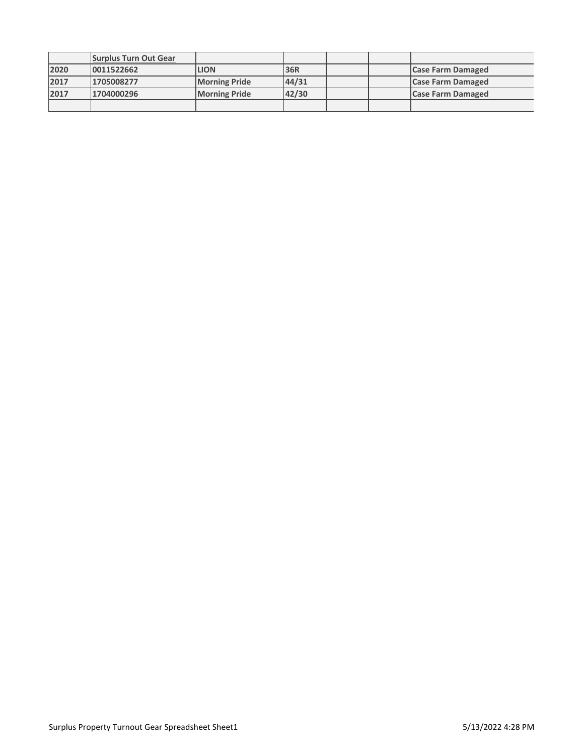| | | | | | | |
|---|---|---|---|---|---|---|
| | Surplus Turn Out Gear | | | | | |
| 2020 | 0011522662 | LION | 36R | | | Case Farm Damaged |
| 2017 | 1705008277 | Morning Pride | 44/31 | | | Case Farm Damaged |
| 2017 | 1704000296 | Morning Pride | 42/30 | | | Case Farm Damaged |
| | | | | | | |